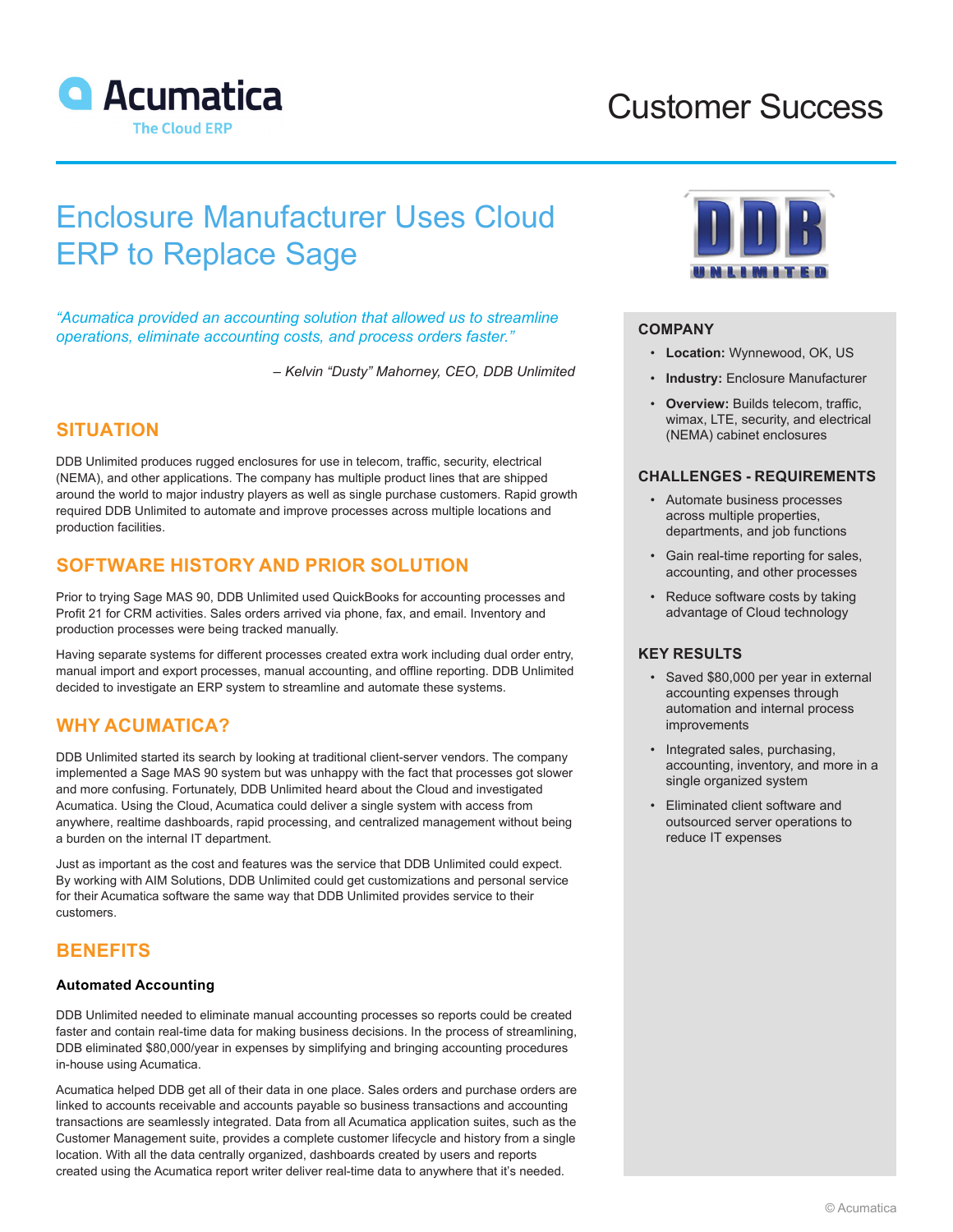Acumatica
The Cloud ERP

Customer Success

# Enclosure Manufacturer Uses Cloud ERP to Replace Sage

*"Acumatica provided an accounting solution that allowed us to streamline operations, eliminate accounting costs, and process orders faster."*

*– Kelvin "Dusty" Mahorney, CEO, DDB Unlimited*

## SITUATION

DDB Unlimited produces rugged enclosures for use in telecom, traffic, security, electrical (NEMA), and other applications. The company has multiple product lines that are shipped around the world to major industry players as well as single purchase customers. Rapid growth required DDB Unlimited to automate and improve processes across multiple locations and production facilities.

## SOFTWARE HISTORY AND PRIOR SOLUTION

Prior to trying Sage MAS 90, DDB Unlimited used QuickBooks for accounting processes and Profit 21 for CRM activities. Sales orders arrived via phone, fax, and email. Inventory and production processes were being tracked manually.

Having separate systems for different processes created extra work including dual order entry, manual import and export processes, manual accounting, and offline reporting. DDB Unlimited decided to investigate an ERP system to streamline and automate these systems.

## WHY ACUMATICA?

DDB Unlimited started its search by looking at traditional client-server vendors. The company implemented a Sage MAS 90 system but was unhappy with the fact that processes got slower and more confusing. Fortunately, DDB Unlimited heard about the Cloud and investigated Acumatica. Using the Cloud, Acumatica could deliver a single system with access from anywhere, realtime dashboards, rapid processing, and centralized management without being a burden on the internal IT department.

Just as important as the cost and features was the service that DDB Unlimited could expect. By working with AIM Solutions, DDB Unlimited could get customizations and personal service for their Acumatica software the same way that DDB Unlimited provides service to their customers.

## BENEFITS

### Automated Accounting

DDB Unlimited needed to eliminate manual accounting processes so reports could be created faster and contain real-time data for making business decisions. In the process of streamlining, DDB eliminated $80,000/year in expenses by simplifying and bringing accounting procedures in-house using Acumatica.

Acumatica helped DDB get all of their data in one place. Sales orders and purchase orders are linked to accounts receivable and accounts payable so business transactions and accounting transactions are seamlessly integrated. Data from all Acumatica application suites, such as the Customer Management suite, provides a complete customer lifecycle and history from a single location. With all the data centrally organized, dashboards created by users and reports created using the Acumatica report writer deliver real-time data to anywhere that it's needed.

DDB UNLIMITED

### COMPANY

- **Location:** Wynnewood, OK, US
- **Industry:** Enclosure Manufacturer
- **Overview:** Builds telecom, traffic, wimax, LTE, security, and electrical (NEMA) cabinet enclosures

### CHALLENGES - REQUIREMENTS

- Automate business processes across multiple properties, departments, and job functions
- Gain real-time reporting for sales, accounting, and other processes
- Reduce software costs by taking advantage of Cloud technology

### KEY RESULTS

- Saved $80,000 per year in external accounting expenses through automation and internal process improvements
- Integrated sales, purchasing, accounting, inventory, and more in a single organized system
- Eliminated client software and outsourced server operations to reduce IT expenses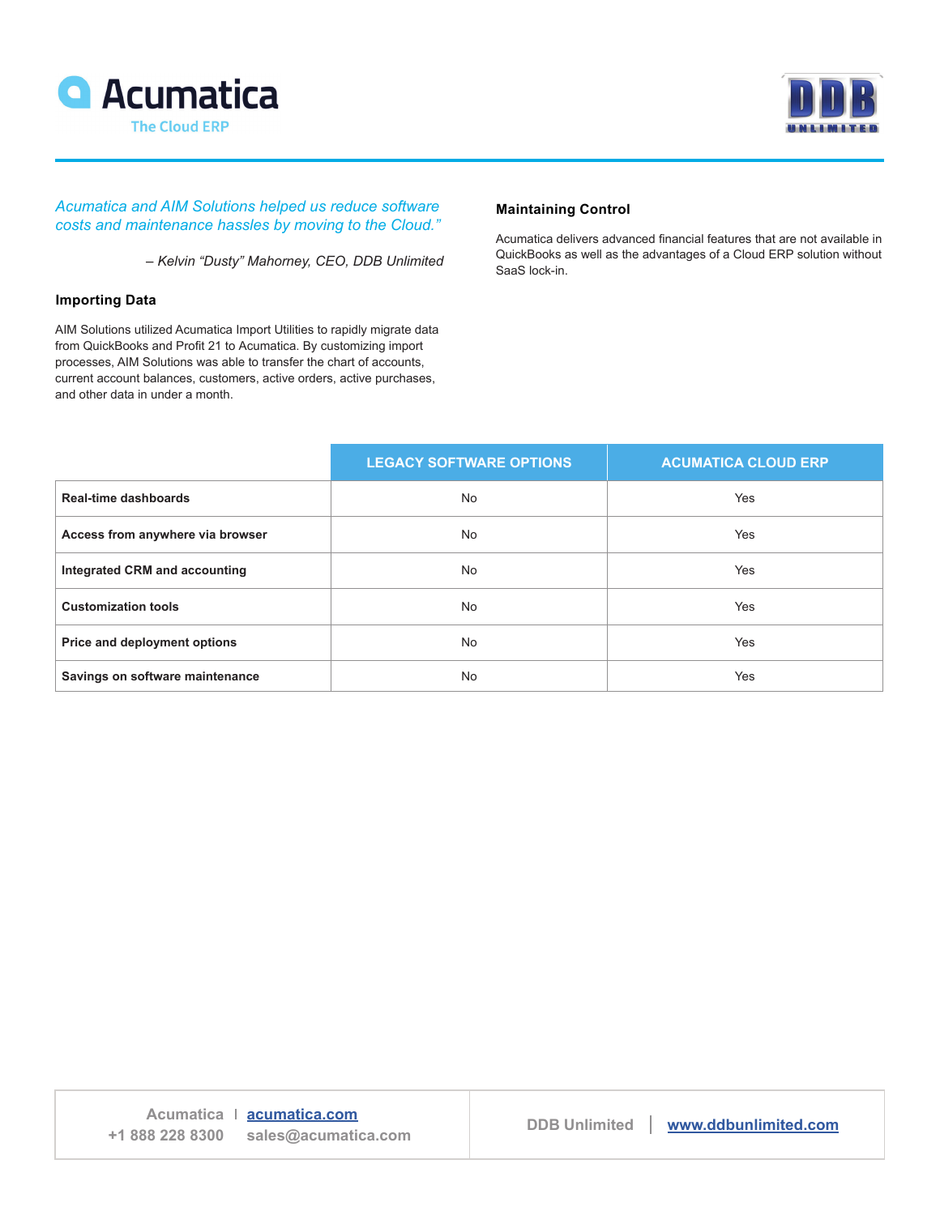Acumatica

The Cloud ERP

DDB UNLIMITED

*Acumatica and AIM Solutions helped us reduce software costs and maintenance hassles by moving to the Cloud."*

*– Kelvin "Dusty" Mahorney, CEO, DDB Unlimited*

### Importing Data

AIM Solutions utilized Acumatica Import Utilities to rapidly migrate data from QuickBooks and Profit 21 to Acumatica. By customizing import processes, AIM Solutions was able to transfer the chart of accounts, current account balances, customers, active orders, active purchases, and other data in under a month.

### Maintaining Control

Acumatica delivers advanced financial features that are not available in QuickBooks as well as the advantages of a Cloud ERP solution without SaaS lock-in.

| | LEGACY SOFTWARE OPTIONS | ACUMATICA CLOUD ERP |
|---|---|---|
| **Real-time dashboards** | No | Yes |
| **Access from anywhere via browser** | No | Yes |
| **Integrated CRM and accounting** | No | Yes |
| **Customization tools** | No | Yes |
| **Price and deployment options** | No | Yes |
| **Savings on software maintenance** | No | Yes |

Acumatica | [acumatica.com](acumatica.com)
+1 888 228 8300 sales@acumatica.com

DDB Unlimited | [www.ddbunlimited.com](www.ddbunlimited.com)